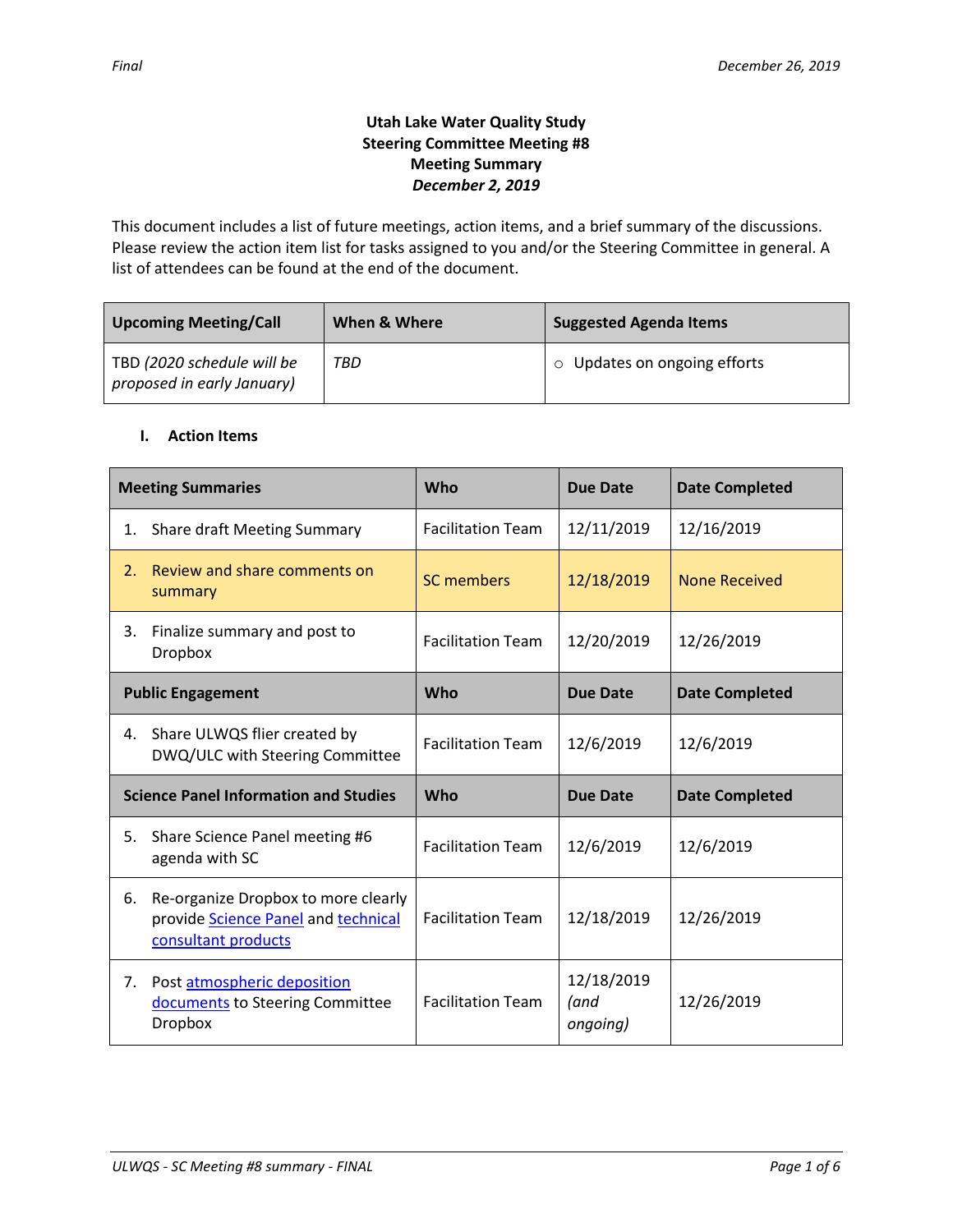Final

December 26, 2019

**Utah Lake Water Quality Study**
**Steering Committee Meeting #8**
**Meeting Summary**
***December 2, 2019***

This document includes a list of future meetings, action items, and a brief summary of the discussions. Please review the action item list for tasks assigned to you and/or the Steering Committee in general. A list of attendees can be found at the end of the document.

| Upcoming Meeting/Call | When & Where | Suggested Agenda Items |
|---|---|---|
| TBD *(2020 schedule will be proposed in early January)* | *TBD* | ○ Updates on ongoing efforts |

## I. Action Items

| Meeting Summaries | Who | Due Date | Date Completed |
|---|---|---|---|
| 1. Share draft Meeting Summary | Facilitation Team | 12/11/2019 | 12/16/2019 |
| 2. Review and share comments on summary | SC members | 12/18/2019 | None Received |
| 3. Finalize summary and post to Dropbox | Facilitation Team | 12/20/2019 | 12/26/2019 |
| **Public Engagement** | **Who** | **Due Date** | **Date Completed** |
| 4. Share ULWQS flier created by DWQ/ULC with Steering Committee | Facilitation Team | 12/6/2019 | 12/6/2019 |
| **Science Panel Information and Studies** | **Who** | **Due Date** | **Date Completed** |
| 5. Share Science Panel meeting #6 agenda with SC | Facilitation Team | 12/6/2019 | 12/6/2019 |
| 6. Re-organize Dropbox to more clearly provide Science Panel and technical consultant products | Facilitation Team | 12/18/2019 | 12/26/2019 |
| 7. Post atmospheric deposition documents to Steering Committee Dropbox | Facilitation Team | 12/18/2019 *(and ongoing)* | 12/26/2019 |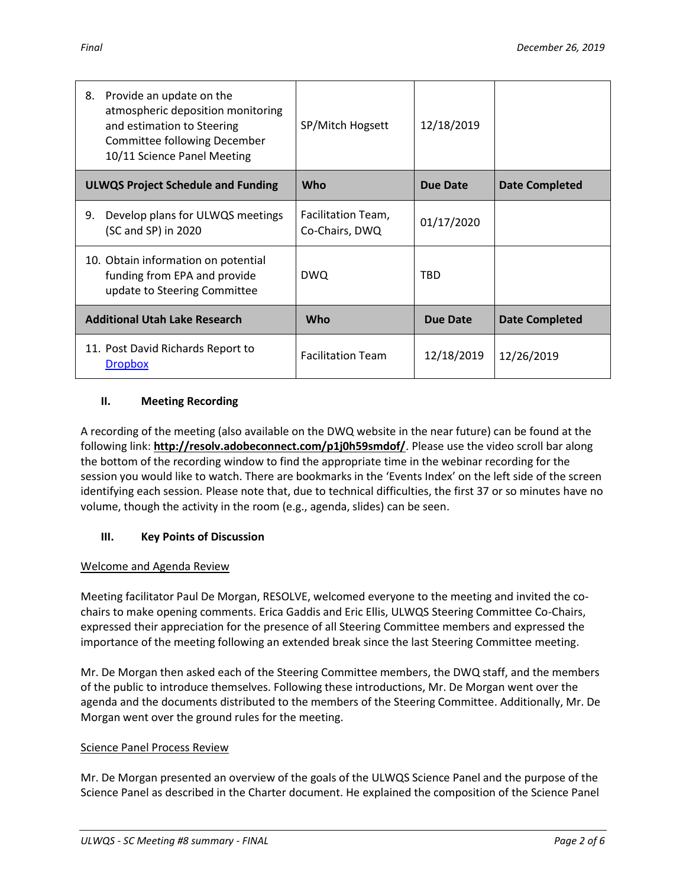| 8. Provide an update on the atmospheric deposition monitoring and estimation to Steering Committee following December 10/11 Science Panel Meeting | SP/Mitch Hogsett | 12/18/2019 | |
|---|---|---|---|
| **ULWQS Project Schedule and Funding** | **Who** | **Due Date** | **Date Completed** |
| 9. Develop plans for ULWQS meetings (SC and SP) in 2020 | Facilitation Team, Co-Chairs, DWQ | 01/17/2020 | |
| 10. Obtain information on potential funding from EPA and provide update to Steering Committee | DWQ | TBD | |
| **Additional Utah Lake Research** | **Who** | **Due Date** | **Date Completed** |
| 11. Post David Richards Report to [Dropbox]() | Facilitation Team | 12/18/2019 | 12/26/2019 |

## II. Meeting Recording

A recording of the meeting (also available on the DWQ website in the near future) can be found at the following link: **http://resolv.adobeconnect.com/p1j0h59smdof/**. Please use the video scroll bar along the bottom of the recording window to find the appropriate time in the webinar recording for the session you would like to watch. There are bookmarks in the 'Events Index' on the left side of the screen identifying each session. Please note that, due to technical difficulties, the first 37 or so minutes have no volume, though the activity in the room (e.g., agenda, slides) can be seen.

## III. Key Points of Discussion

### Welcome and Agenda Review

Meeting facilitator Paul De Morgan, RESOLVE, welcomed everyone to the meeting and invited the co-chairs to make opening comments. Erica Gaddis and Eric Ellis, ULWQS Steering Committee Co-Chairs, expressed their appreciation for the presence of all Steering Committee members and expressed the importance of the meeting following an extended break since the last Steering Committee meeting.

Mr. De Morgan then asked each of the Steering Committee members, the DWQ staff, and the members of the public to introduce themselves. Following these introductions, Mr. De Morgan went over the agenda and the documents distributed to the members of the Steering Committee. Additionally, Mr. De Morgan went over the ground rules for the meeting.

### Science Panel Process Review

Mr. De Morgan presented an overview of the goals of the ULWQS Science Panel and the purpose of the Science Panel as described in the Charter document. He explained the composition of the Science Panel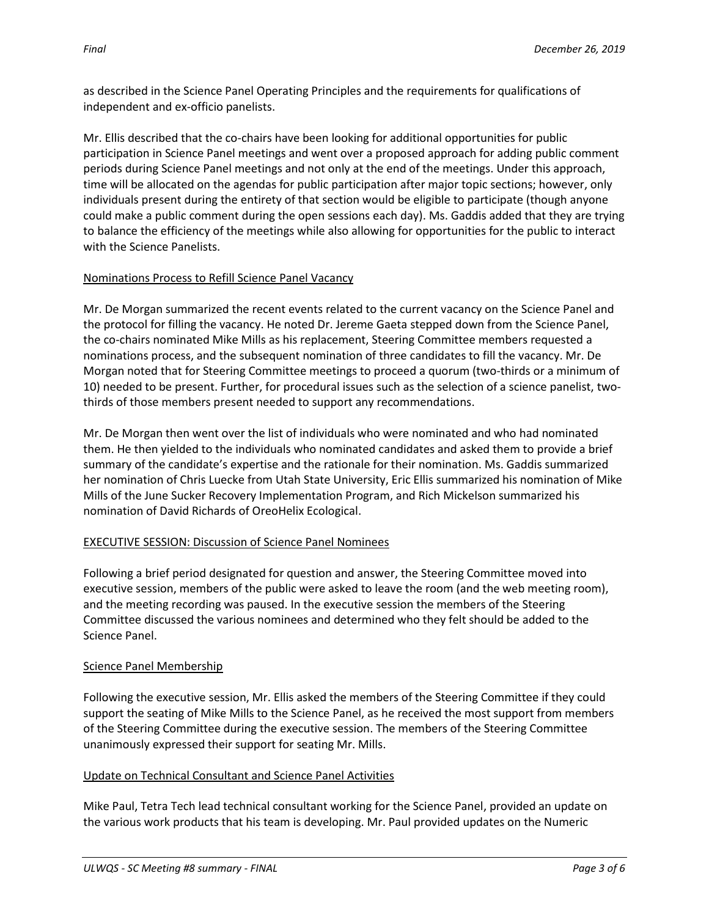as described in the Science Panel Operating Principles and the requirements for qualifications of independent and ex-officio panelists.

Mr. Ellis described that the co-chairs have been looking for additional opportunities for public participation in Science Panel meetings and went over a proposed approach for adding public comment periods during Science Panel meetings and not only at the end of the meetings. Under this approach, time will be allocated on the agendas for public participation after major topic sections; however, only individuals present during the entirety of that section would be eligible to participate (though anyone could make a public comment during the open sessions each day). Ms. Gaddis added that they are trying to balance the efficiency of the meetings while also allowing for opportunities for the public to interact with the Science Panelists.

## Nominations Process to Refill Science Panel Vacancy

Mr. De Morgan summarized the recent events related to the current vacancy on the Science Panel and the protocol for filling the vacancy. He noted Dr. Jereme Gaeta stepped down from the Science Panel, the co-chairs nominated Mike Mills as his replacement, Steering Committee members requested a nominations process, and the subsequent nomination of three candidates to fill the vacancy. Mr. De Morgan noted that for Steering Committee meetings to proceed a quorum (two-thirds or a minimum of 10) needed to be present. Further, for procedural issues such as the selection of a science panelist, two-thirds of those members present needed to support any recommendations.

Mr. De Morgan then went over the list of individuals who were nominated and who had nominated them. He then yielded to the individuals who nominated candidates and asked them to provide a brief summary of the candidate's expertise and the rationale for their nomination. Ms. Gaddis summarized her nomination of Chris Luecke from Utah State University, Eric Ellis summarized his nomination of Mike Mills of the June Sucker Recovery Implementation Program, and Rich Mickelson summarized his nomination of David Richards of OreoHelix Ecological.

## EXECUTIVE SESSION: Discussion of Science Panel Nominees

Following a brief period designated for question and answer, the Steering Committee moved into executive session, members of the public were asked to leave the room (and the web meeting room), and the meeting recording was paused. In the executive session the members of the Steering Committee discussed the various nominees and determined who they felt should be added to the Science Panel.

## Science Panel Membership

Following the executive session, Mr. Ellis asked the members of the Steering Committee if they could support the seating of Mike Mills to the Science Panel, as he received the most support from members of the Steering Committee during the executive session. The members of the Steering Committee unanimously expressed their support for seating Mr. Mills.

## Update on Technical Consultant and Science Panel Activities

Mike Paul, Tetra Tech lead technical consultant working for the Science Panel, provided an update on the various work products that his team is developing. Mr. Paul provided updates on the Numeric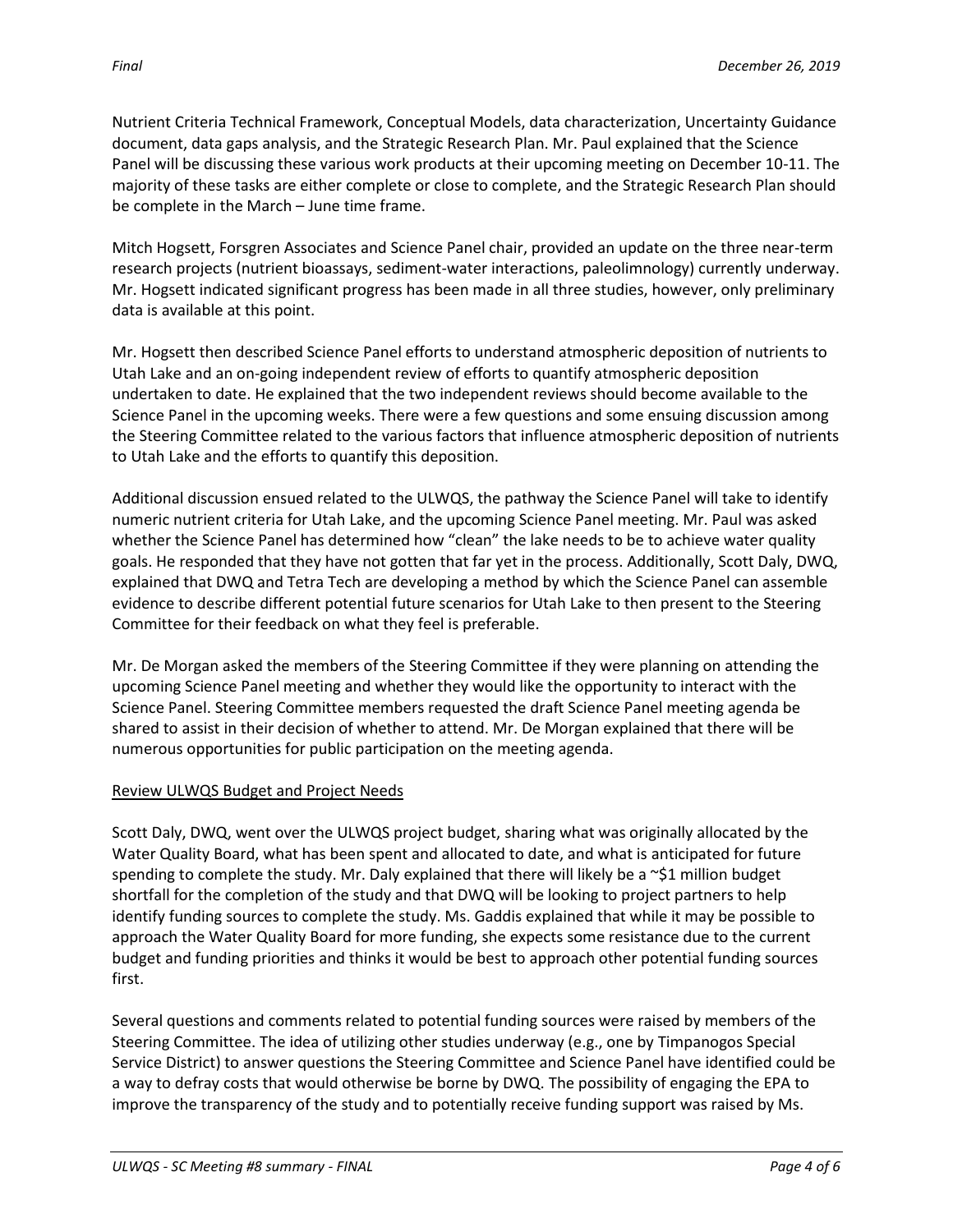Nutrient Criteria Technical Framework, Conceptual Models, data characterization, Uncertainty Guidance document, data gaps analysis, and the Strategic Research Plan. Mr. Paul explained that the Science Panel will be discussing these various work products at their upcoming meeting on December 10-11. The majority of these tasks are either complete or close to complete, and the Strategic Research Plan should be complete in the March – June time frame.

Mitch Hogsett, Forsgren Associates and Science Panel chair, provided an update on the three near-term research projects (nutrient bioassays, sediment-water interactions, paleolimnology) currently underway. Mr. Hogsett indicated significant progress has been made in all three studies, however, only preliminary data is available at this point.

Mr. Hogsett then described Science Panel efforts to understand atmospheric deposition of nutrients to Utah Lake and an on-going independent review of efforts to quantify atmospheric deposition undertaken to date. He explained that the two independent reviews should become available to the Science Panel in the upcoming weeks. There were a few questions and some ensuing discussion among the Steering Committee related to the various factors that influence atmospheric deposition of nutrients to Utah Lake and the efforts to quantify this deposition.

Additional discussion ensued related to the ULWQS, the pathway the Science Panel will take to identify numeric nutrient criteria for Utah Lake, and the upcoming Science Panel meeting. Mr. Paul was asked whether the Science Panel has determined how "clean" the lake needs to be to achieve water quality goals. He responded that they have not gotten that far yet in the process. Additionally, Scott Daly, DWQ, explained that DWQ and Tetra Tech are developing a method by which the Science Panel can assemble evidence to describe different potential future scenarios for Utah Lake to then present to the Steering Committee for their feedback on what they feel is preferable.

Mr. De Morgan asked the members of the Steering Committee if they were planning on attending the upcoming Science Panel meeting and whether they would like the opportunity to interact with the Science Panel. Steering Committee members requested the draft Science Panel meeting agenda be shared to assist in their decision of whether to attend. Mr. De Morgan explained that there will be numerous opportunities for public participation on the meeting agenda.

## Review ULWQS Budget and Project Needs

Scott Daly, DWQ, went over the ULWQS project budget, sharing what was originally allocated by the Water Quality Board, what has been spent and allocated to date, and what is anticipated for future spending to complete the study. Mr. Daly explained that there will likely be a ~$1 million budget shortfall for the completion of the study and that DWQ will be looking to project partners to help identify funding sources to complete the study. Ms. Gaddis explained that while it may be possible to approach the Water Quality Board for more funding, she expects some resistance due to the current budget and funding priorities and thinks it would be best to approach other potential funding sources first.

Several questions and comments related to potential funding sources were raised by members of the Steering Committee. The idea of utilizing other studies underway (e.g., one by Timpanogos Special Service District) to answer questions the Steering Committee and Science Panel have identified could be a way to defray costs that would otherwise be borne by DWQ. The possibility of engaging the EPA to improve the transparency of the study and to potentially receive funding support was raised by Ms.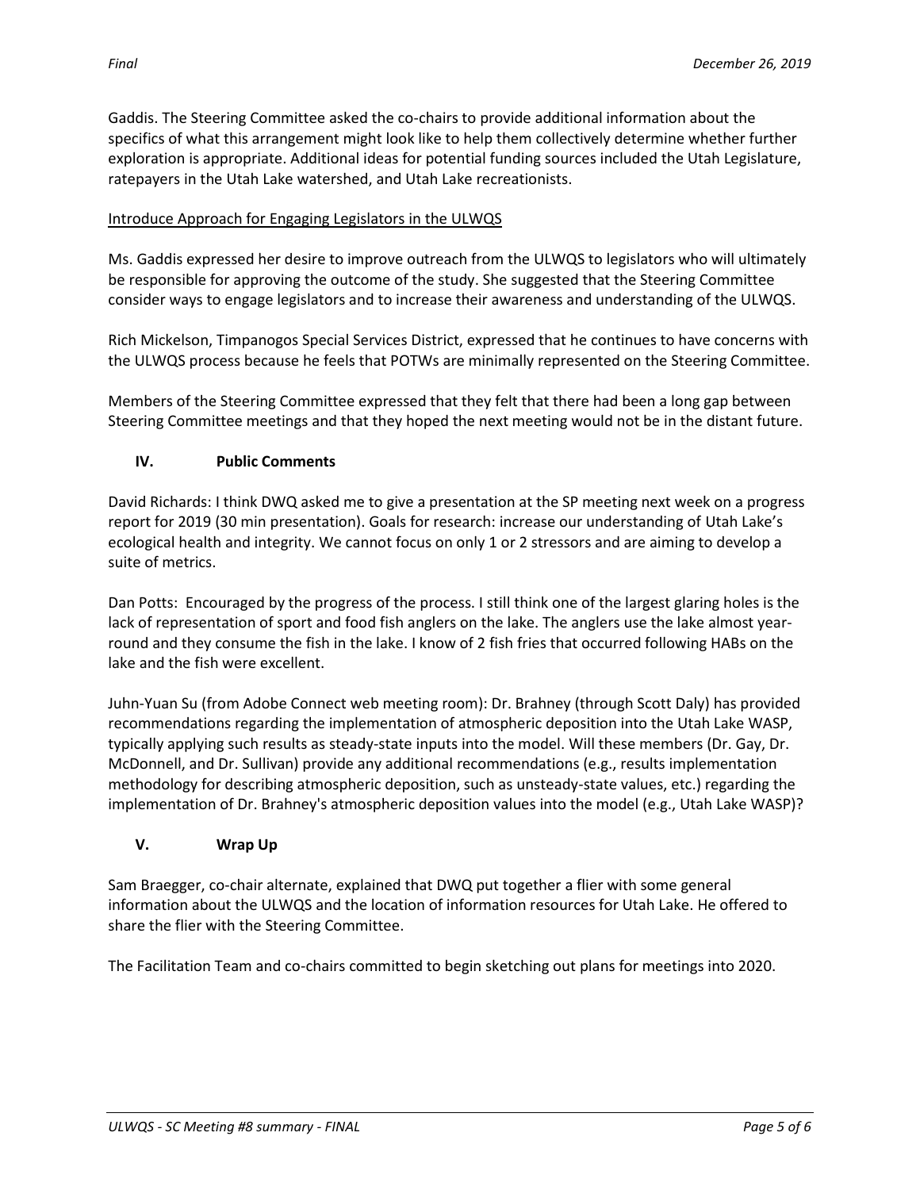Gaddis. The Steering Committee asked the co-chairs to provide additional information about the specifics of what this arrangement might look like to help them collectively determine whether further exploration is appropriate. Additional ideas for potential funding sources included the Utah Legislature, ratepayers in the Utah Lake watershed, and Utah Lake recreationists.

<u>Introduce Approach for Engaging Legislators in the ULWQS</u>

Ms. Gaddis expressed her desire to improve outreach from the ULWQS to legislators who will ultimately be responsible for approving the outcome of the study. She suggested that the Steering Committee consider ways to engage legislators and to increase their awareness and understanding of the ULWQS.

Rich Mickelson, Timpanogos Special Services District, expressed that he continues to have concerns with the ULWQS process because he feels that POTWs are minimally represented on the Steering Committee.

Members of the Steering Committee expressed that they felt that there had been a long gap between Steering Committee meetings and that they hoped the next meeting would not be in the distant future.

## IV. Public Comments

David Richards: I think DWQ asked me to give a presentation at the SP meeting next week on a progress report for 2019 (30 min presentation). Goals for research: increase our understanding of Utah Lake's ecological health and integrity. We cannot focus on only 1 or 2 stressors and are aiming to develop a suite of metrics.

Dan Potts: Encouraged by the progress of the process. I still think one of the largest glaring holes is the lack of representation of sport and food fish anglers on the lake. The anglers use the lake almost year-round and they consume the fish in the lake. I know of 2 fish fries that occurred following HABs on the lake and the fish were excellent.

Juhn-Yuan Su (from Adobe Connect web meeting room): Dr. Brahney (through Scott Daly) has provided recommendations regarding the implementation of atmospheric deposition into the Utah Lake WASP, typically applying such results as steady-state inputs into the model. Will these members (Dr. Gay, Dr. McDonnell, and Dr. Sullivan) provide any additional recommendations (e.g., results implementation methodology for describing atmospheric deposition, such as unsteady-state values, etc.) regarding the implementation of Dr. Brahney's atmospheric deposition values into the model (e.g., Utah Lake WASP)?

## V. Wrap Up

Sam Braegger, co-chair alternate, explained that DWQ put together a flier with some general information about the ULWQS and the location of information resources for Utah Lake. He offered to share the flier with the Steering Committee.

The Facilitation Team and co-chairs committed to begin sketching out plans for meetings into 2020.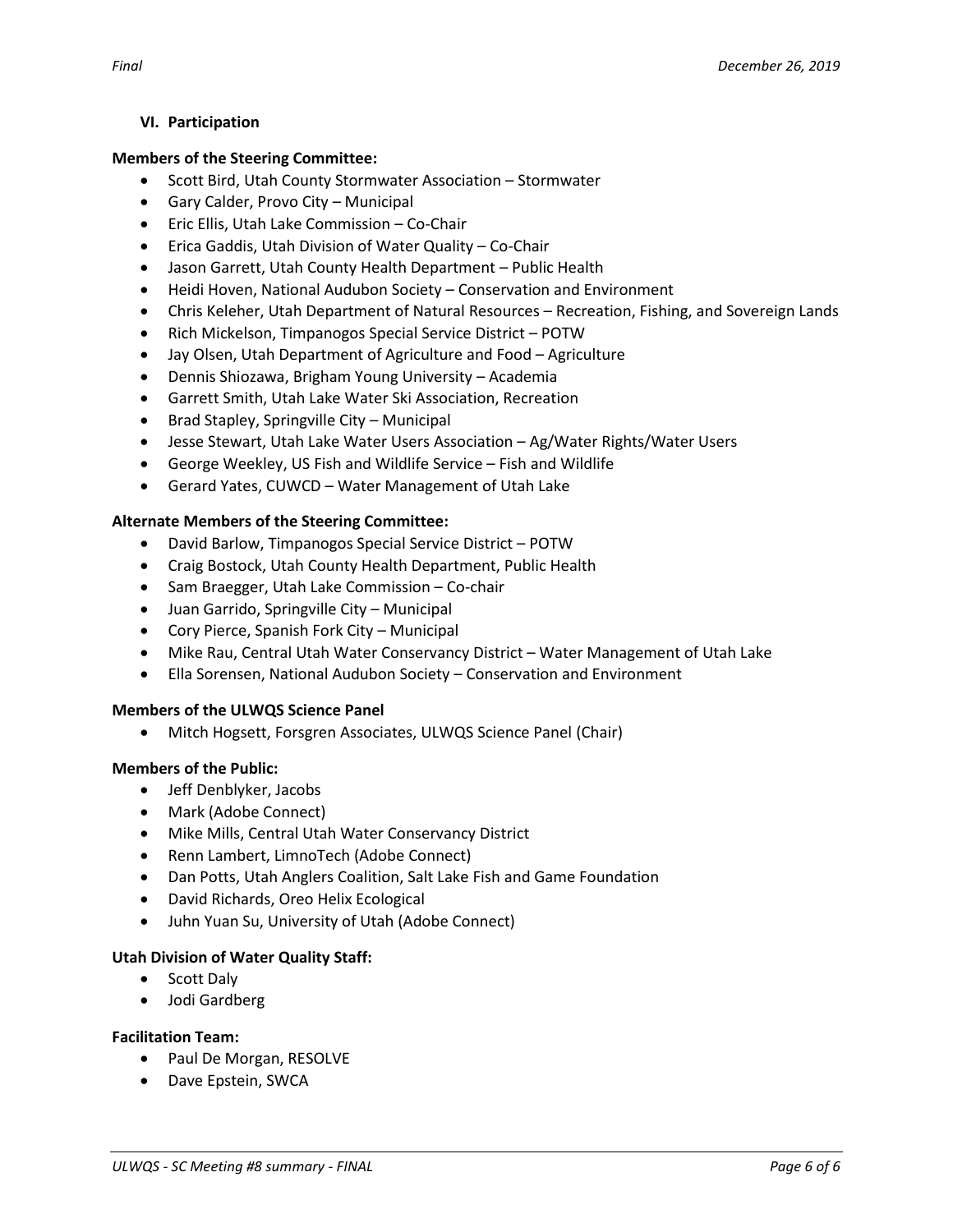## VI. Participation

**Members of the Steering Committee:**

- Scott Bird, Utah County Stormwater Association – Stormwater
- Gary Calder, Provo City – Municipal
- Eric Ellis, Utah Lake Commission – Co-Chair
- Erica Gaddis, Utah Division of Water Quality – Co-Chair
- Jason Garrett, Utah County Health Department – Public Health
- Heidi Hoven, National Audubon Society – Conservation and Environment
- Chris Keleher, Utah Department of Natural Resources – Recreation, Fishing, and Sovereign Lands
- Rich Mickelson, Timpanogos Special Service District – POTW
- Jay Olsen, Utah Department of Agriculture and Food – Agriculture
- Dennis Shiozawa, Brigham Young University – Academia
- Garrett Smith, Utah Lake Water Ski Association, Recreation
- Brad Stapley, Springville City – Municipal
- Jesse Stewart, Utah Lake Water Users Association – Ag/Water Rights/Water Users
- George Weekley, US Fish and Wildlife Service – Fish and Wildlife
- Gerard Yates, CUWCD – Water Management of Utah Lake

**Alternate Members of the Steering Committee:**

- David Barlow, Timpanogos Special Service District – POTW
- Craig Bostock, Utah County Health Department, Public Health
- Sam Braegger, Utah Lake Commission – Co-chair
- Juan Garrido, Springville City – Municipal
- Cory Pierce, Spanish Fork City – Municipal
- Mike Rau, Central Utah Water Conservancy District – Water Management of Utah Lake
- Ella Sorensen, National Audubon Society – Conservation and Environment

**Members of the ULWQS Science Panel**

- Mitch Hogsett, Forsgren Associates, ULWQS Science Panel (Chair)

**Members of the Public:**

- Jeff Denblyker, Jacobs
- Mark (Adobe Connect)
- Mike Mills, Central Utah Water Conservancy District
- Renn Lambert, LimnoTech (Adobe Connect)
- Dan Potts, Utah Anglers Coalition, Salt Lake Fish and Game Foundation
- David Richards, Oreo Helix Ecological
- Juhn Yuan Su, University of Utah (Adobe Connect)

**Utah Division of Water Quality Staff:**

- Scott Daly
- Jodi Gardberg

**Facilitation Team:**

- Paul De Morgan, RESOLVE
- Dave Epstein, SWCA